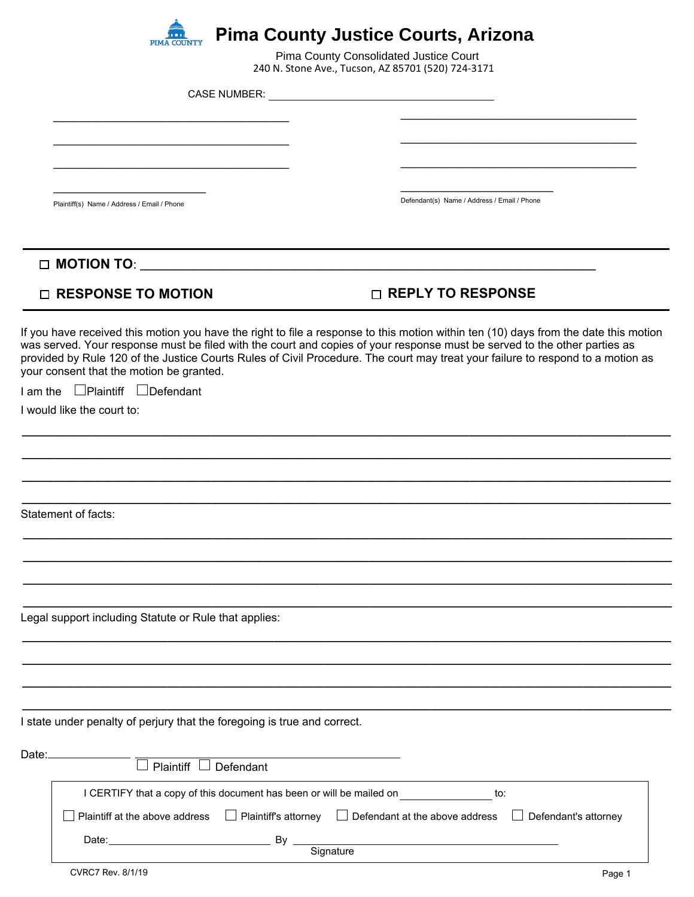# Pima County Justice Courts, Arizona

Pima County Consolidated Justice Court
240 N. Stone Ave., Tucson, AZ 85701 (520) 724-3171

CASE NUMBER: ___________________________________

| ___________________________________ | ___________________________________ |
|---|---|
| ___________________________________ | ___________________________________ |
| ___________________________________ | ___________________________________ |
| ______________________ | ______________________ |
| Plaintiff(s) Name / Address / Email / Phone | Defendant(s) Name / Address / Email / Phone |

☐ **MOTION TO**: ___________________________________________________________

☐ **RESPONSE TO MOTION** ☐ **REPLY TO RESPONSE**

If you have received this motion you have the right to file a response to this motion within ten (10) days from the date this motion was served. Your response must be filed with the court and copies of your response must be served to the other parties as provided by Rule 120 of the Justice Courts Rules of Civil Procedure. The court may treat your failure to respond to a motion as your consent that the motion be granted.

I am the ☐Plaintiff ☐Defendant

I would like the court to:

_____________________________________________________________________________

_____________________________________________________________________________

_____________________________________________________________________________

_____________________________________________________________________________

Statement of facts:

_____________________________________________________________________________

_____________________________________________________________________________

_____________________________________________________________________________

_____________________________________________________________________________

Legal support including Statute or Rule that applies:

_____________________________________________________________________________

_____________________________________________________________________________

_____________________________________________________________________________

_____________________________________________________________________________

I state under penalty of perjury that the foregoing is true and correct.

Date:______________ ________________________________________
☐ Plaintiff ☐ Defendant

I CERTIFY that a copy of this document has been or will be mailed on ______________ to:

☐ Plaintiff at the above address ☐ Plaintiff's attorney ☐ Defendant at the above address ☐ Defendant's attorney

Date:_________________________ By ________________________________________
Signature

CVRC7 Rev. 8/1/19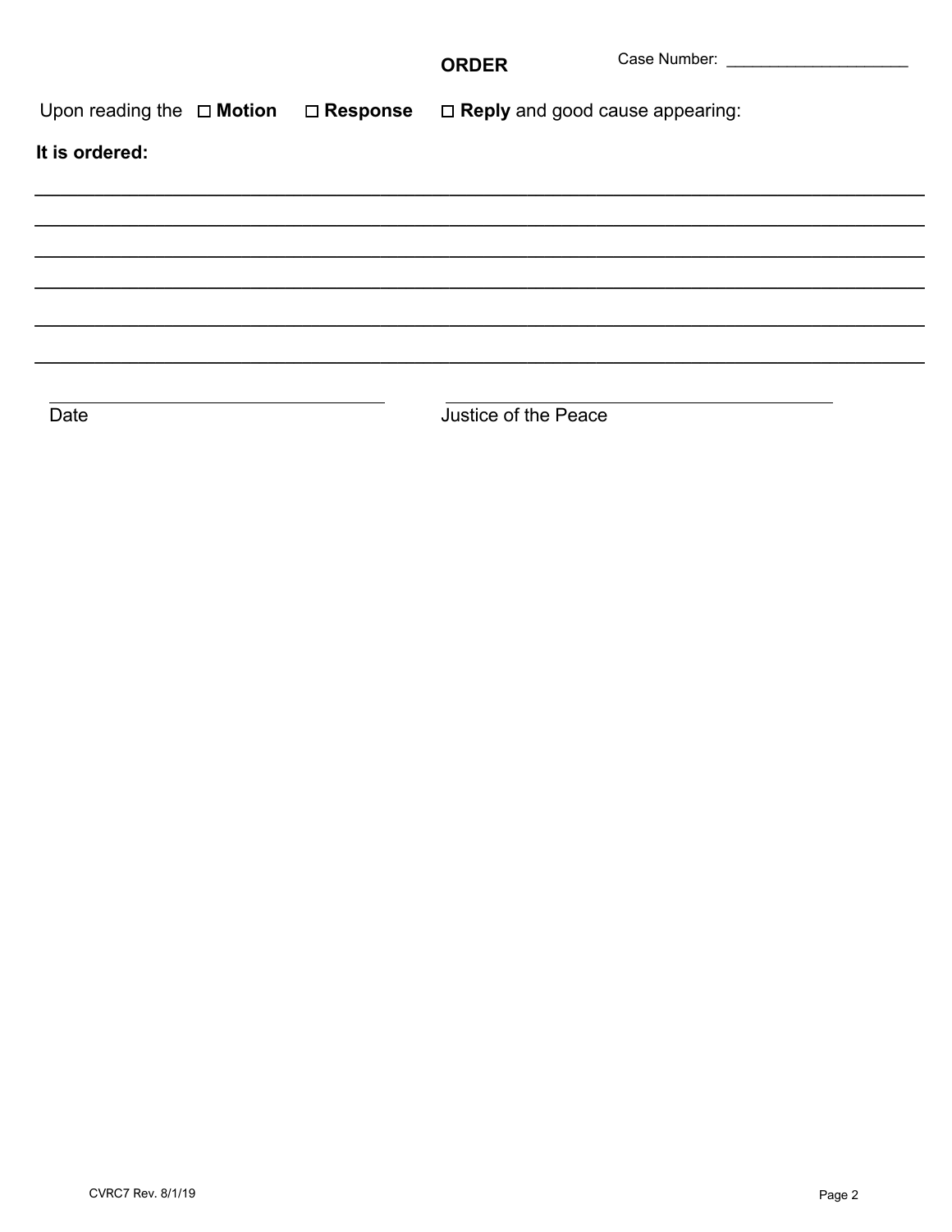## ORDER

Case Number: ____________________

Upon reading the ☐ **Motion** ☐ **Response** ☐ **Reply** and good cause appearing:

**It is ordered:**

_______________________________________________________________________________

_______________________________________________________________________________

_______________________________________________________________________________

_______________________________________________________________________________

_______________________________________________________________________________

_______________________________________________________________________________

______________________________ ______________________________

Date Justice of the Peace

CVRC7 Rev. 8/1/19